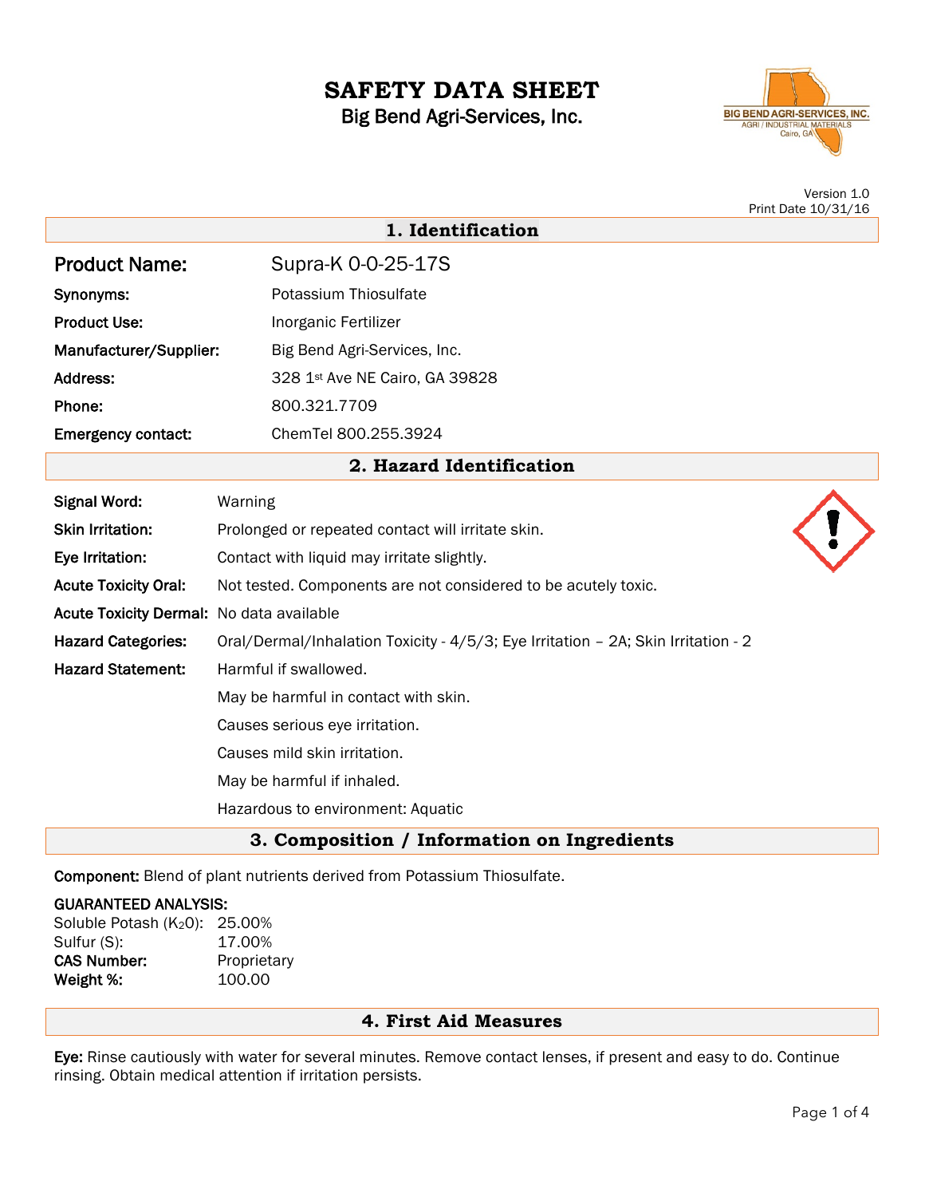# SAFETY DATA SHEET

Big Bend Agri-Services, Inc.

Version 1.0
Print Date 10/31/16

## 1. Identification

| | |
|---|---|
| **Product Name:** | Supra-K 0-0-25-17S |
| **Synonyms:** | Potassium Thiosulfate |
| **Product Use:** | Inorganic Fertilizer |
| **Manufacturer/Supplier:** | Big Bend Agri-Services, Inc. |
| **Address:** | 328 1st Ave NE Cairo, GA 39828 |
| **Phone:** | 800.321.7709 |
| **Emergency contact:** | ChemTel 800.255.3924 |

## 2. Hazard Identification

**Signal Word:** Warning

**Skin Irritation:** Prolonged or repeated contact will irritate skin.

**Eye Irritation:** Contact with liquid may irritate slightly.

**Acute Toxicity Oral:** Not tested. Components are not considered to be acutely toxic.

**Acute Toxicity Dermal:** No data available

**Hazard Categories:** Oral/Dermal/Inhalation Toxicity - 4/5/3; Eye Irritation – 2A; Skin Irritation - 2

**Hazard Statement:** Harmful if swallowed.

May be harmful in contact with skin.

Causes serious eye irritation.

Causes mild skin irritation.

May be harmful if inhaled.

Hazardous to environment: Aquatic

## 3. Composition / Information on Ingredients

**Component:** Blend of plant nutrients derived from Potassium Thiosulfate.

**GUARANTEED ANALYSIS:**

| | |
|---|---|
| Soluble Potash ($K_2O$): | 25.00% |
| Sulfur (S): | 17.00% |
| **CAS Number:** | Proprietary |
| **Weight %:** | 100.00 |

## 4. First Aid Measures

**Eye:** Rinse cautiously with water for several minutes. Remove contact lenses, if present and easy to do. Continue rinsing. Obtain medical attention if irritation persists.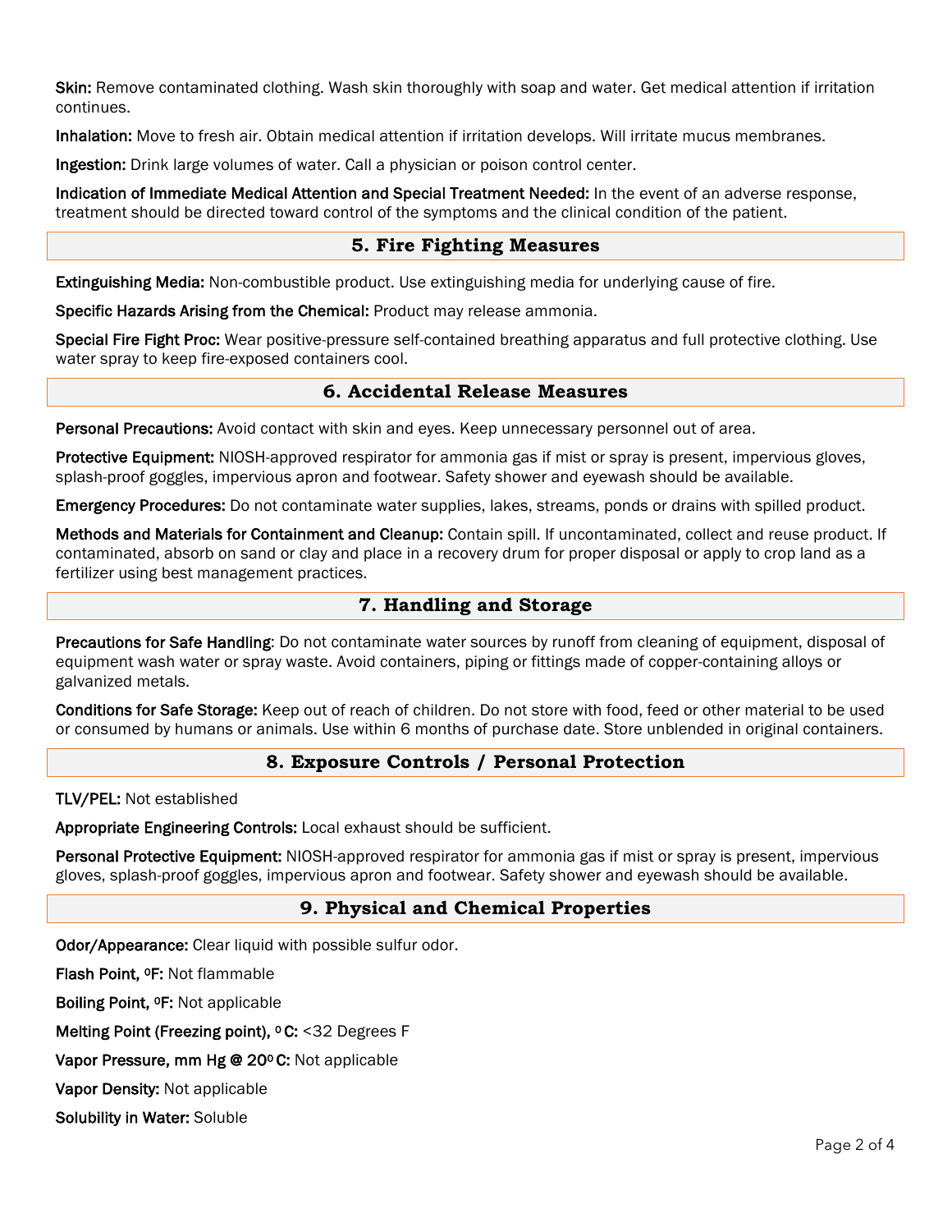**Skin:** Remove contaminated clothing. Wash skin thoroughly with soap and water. Get medical attention if irritation continues.

**Inhalation:** Move to fresh air. Obtain medical attention if irritation develops. Will irritate mucus membranes.

**Ingestion:** Drink large volumes of water. Call a physician or poison control center.

**Indication of Immediate Medical Attention and Special Treatment Needed:** In the event of an adverse response, treatment should be directed toward control of the symptoms and the clinical condition of the patient.

## 5. Fire Fighting Measures

**Extinguishing Media:** Non-combustible product. Use extinguishing media for underlying cause of fire.

**Specific Hazards Arising from the Chemical:** Product may release ammonia.

**Special Fire Fight Proc:** Wear positive-pressure self-contained breathing apparatus and full protective clothing. Use water spray to keep fire-exposed containers cool.

## 6. Accidental Release Measures

**Personal Precautions:** Avoid contact with skin and eyes. Keep unnecessary personnel out of area.

**Protective Equipment:** NIOSH-approved respirator for ammonia gas if mist or spray is present, impervious gloves, splash-proof goggles, impervious apron and footwear. Safety shower and eyewash should be available.

**Emergency Procedures:** Do not contaminate water supplies, lakes, streams, ponds or drains with spilled product.

**Methods and Materials for Containment and Cleanup:** Contain spill. If uncontaminated, collect and reuse product. If contaminated, absorb on sand or clay and place in a recovery drum for proper disposal or apply to crop land as a fertilizer using best management practices.

## 7. Handling and Storage

**Precautions for Safe Handling**: Do not contaminate water sources by runoff from cleaning of equipment, disposal of equipment wash water or spray waste. Avoid containers, piping or fittings made of copper-containing alloys or galvanized metals.

**Conditions for Safe Storage:** Keep out of reach of children. Do not store with food, feed or other material to be used or consumed by humans or animals. Use within 6 months of purchase date. Store unblended in original containers.

## 8. Exposure Controls / Personal Protection

**TLV/PEL:** Not established

**Appropriate Engineering Controls:** Local exhaust should be sufficient.

**Personal Protective Equipment:** NIOSH-approved respirator for ammonia gas if mist or spray is present, impervious gloves, splash-proof goggles, impervious apron and footwear. Safety shower and eyewash should be available.

## 9. Physical and Chemical Properties

**Odor/Appearance:** Clear liquid with possible sulfur odor.

**Flash Point, ºF:** Not flammable

**Boiling Point, ºF:** Not applicable

**Melting Point (Freezing point), º C:** <32 Degrees F

**Vapor Pressure, mm Hg @ 20º C:** Not applicable

**Vapor Density:** Not applicable

**Solubility in Water:** Soluble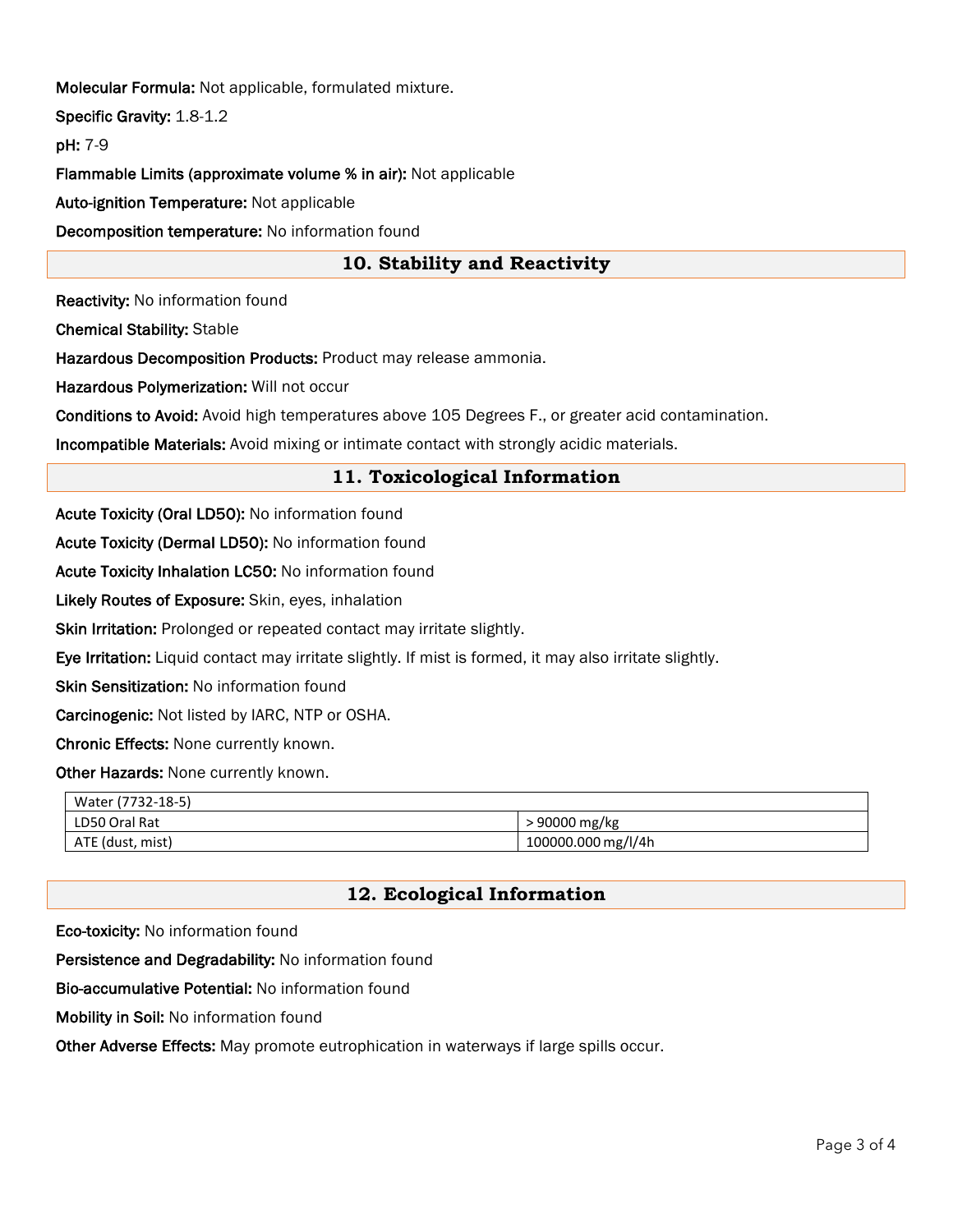**Molecular Formula:** Not applicable, formulated mixture.

**Specific Gravity:** 1.8-1.2

**pH:** 7-9

**Flammable Limits (approximate volume % in air):** Not applicable

**Auto-ignition Temperature:** Not applicable

**Decomposition temperature:** No information found

## 10. Stability and Reactivity

**Reactivity:** No information found

**Chemical Stability:** Stable

**Hazardous Decomposition Products:** Product may release ammonia.

**Hazardous Polymerization:** Will not occur

**Conditions to Avoid:** Avoid high temperatures above 105 Degrees F., or greater acid contamination.

**Incompatible Materials:** Avoid mixing or intimate contact with strongly acidic materials.

## 11. Toxicological Information

**Acute Toxicity (Oral LD50):** No information found

**Acute Toxicity (Dermal LD50):** No information found

**Acute Toxicity Inhalation LC50:** No information found

**Likely Routes of Exposure:** Skin, eyes, inhalation

**Skin Irritation:** Prolonged or repeated contact may irritate slightly.

**Eye Irritation:** Liquid contact may irritate slightly. If mist is formed, it may also irritate slightly.

**Skin Sensitization:** No information found

**Carcinogenic:** Not listed by IARC, NTP or OSHA.

**Chronic Effects:** None currently known.

**Other Hazards:** None currently known.

| Water (7732-18-5) | |
|---|---|
| LD50 Oral Rat | > 90000 mg/kg |
| ATE (dust, mist) | 100000.000 mg/l/4h |

## 12. Ecological Information

**Eco-toxicity:** No information found

**Persistence and Degradability:** No information found

**Bio-accumulative Potential:** No information found

**Mobility in Soil:** No information found

**Other Adverse Effects:** May promote eutrophication in waterways if large spills occur.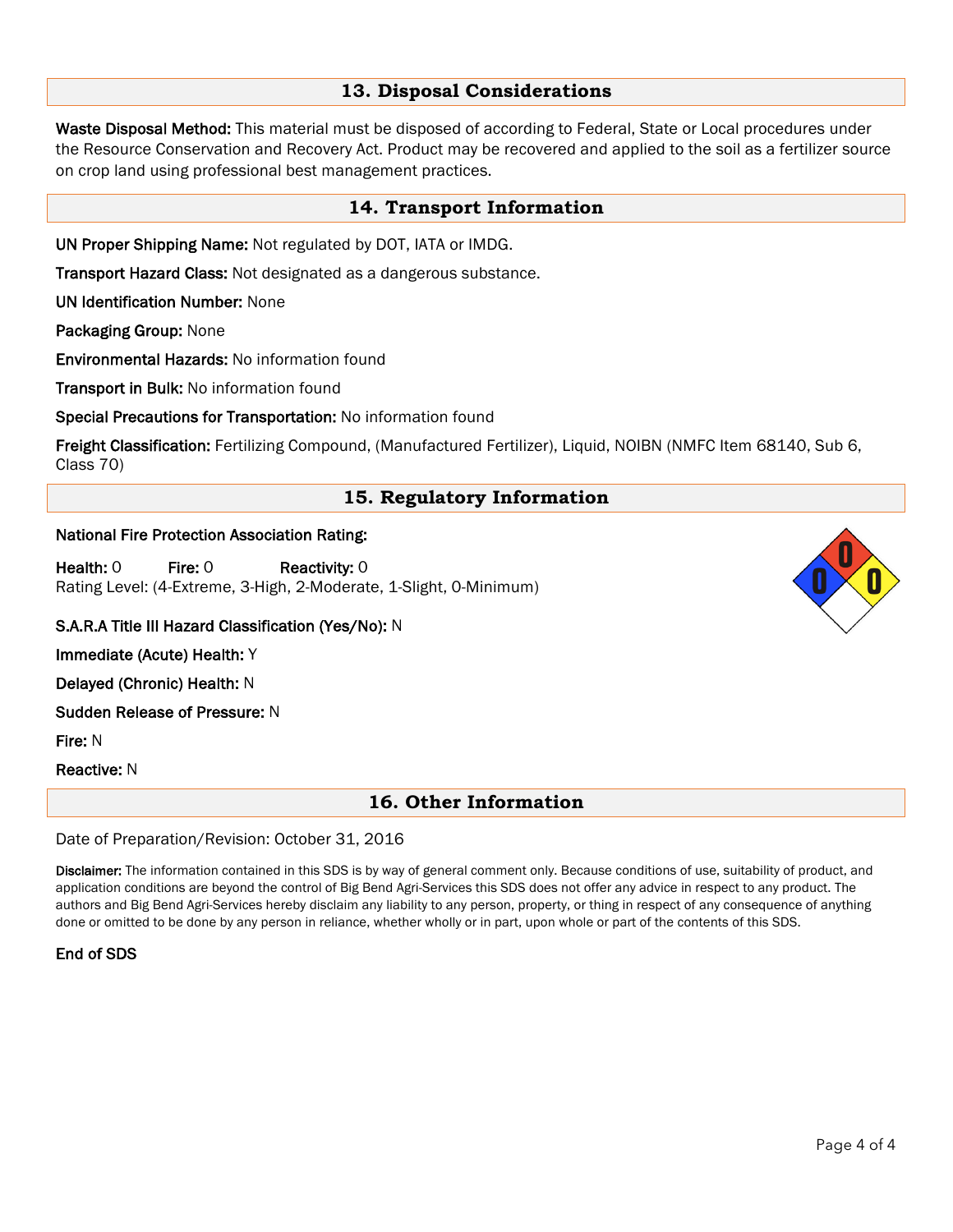## 13. Disposal Considerations

**Waste Disposal Method:** This material must be disposed of according to Federal, State or Local procedures under the Resource Conservation and Recovery Act. Product may be recovered and applied to the soil as a fertilizer source on crop land using professional best management practices.

## 14. Transport Information

**UN Proper Shipping Name:** Not regulated by DOT, IATA or IMDG.

**Transport Hazard Class:** Not designated as a dangerous substance.

**UN Identification Number:** None

**Packaging Group:** None

**Environmental Hazards:** No information found

**Transport in Bulk:** No information found

**Special Precautions for Transportation:** No information found

**Freight Classification:** Fertilizing Compound, (Manufactured Fertilizer), Liquid, NOIBN (NMFC Item 68140, Sub 6, Class 70)

## 15. Regulatory Information

**National Fire Protection Association Rating:**

**Health:** 0 **Fire:** 0 **Reactivity:** 0
Rating Level: (4-Extreme, 3-High, 2-Moderate, 1-Slight, 0-Minimum)

**S.A.R.A Title III Hazard Classification (Yes/No):** N

**Immediate (Acute) Health:** Y

**Delayed (Chronic) Health:** N

**Sudden Release of Pressure:** N

**Fire:** N

**Reactive:** N

## 16. Other Information

Date of Preparation/Revision: October 31, 2016

**Disclaimer:** The information contained in this SDS is by way of general comment only. Because conditions of use, suitability of product, and application conditions are beyond the control of Big Bend Agri-Services this SDS does not offer any advice in respect to any product. The authors and Big Bend Agri-Services hereby disclaim any liability to any person, property, or thing in respect of any consequence of anything done or omitted to be done by any person in reliance, whether wholly or in part, upon whole or part of the contents of this SDS.

**End of SDS**